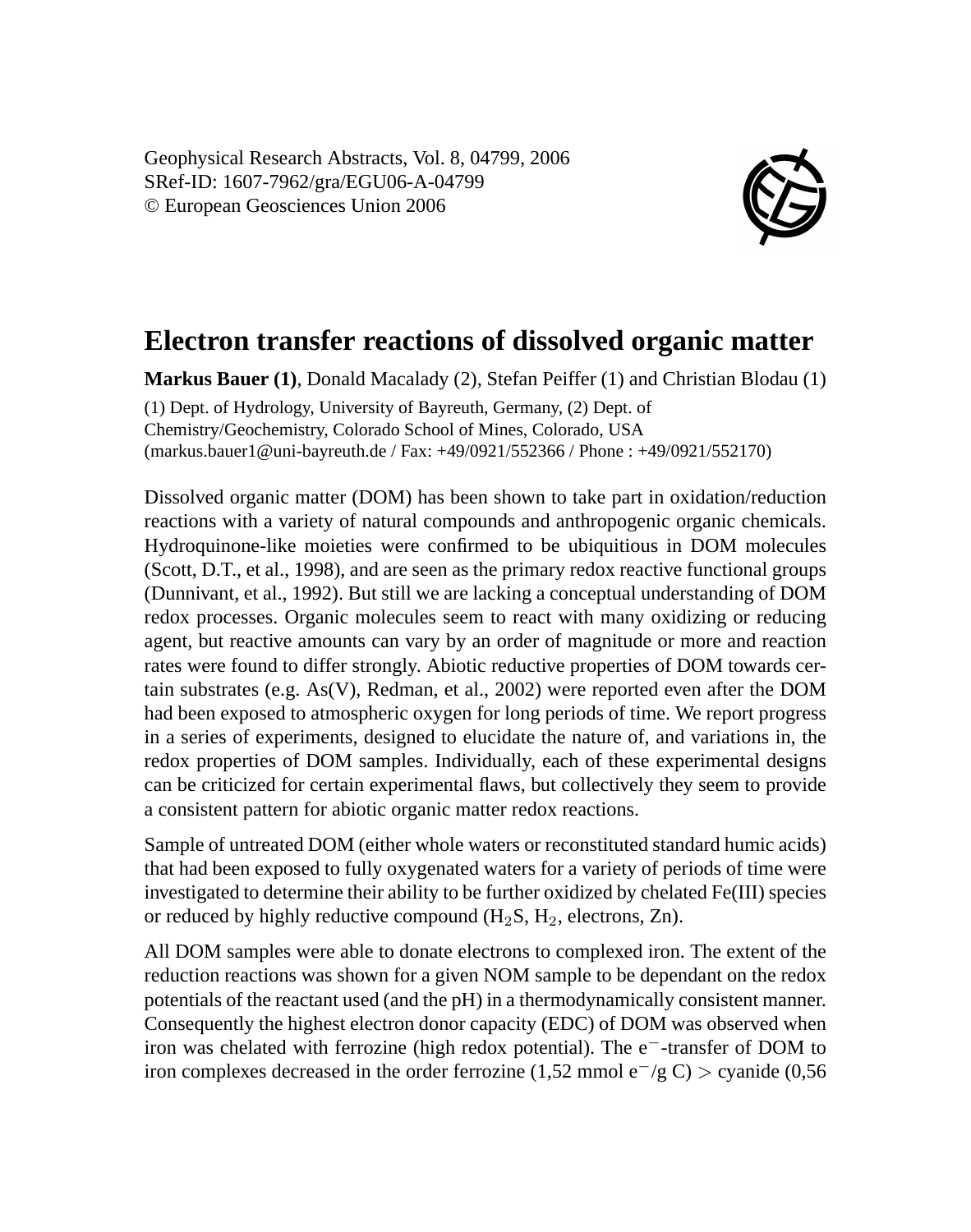Geophysical Research Abstracts, Vol. 8, 04799, 2006
SRef-ID: 1607-7962/gra/EGU06-A-04799
© European Geosciences Union 2006

# Electron transfer reactions of dissolved organic matter

**Markus Bauer (1)**, Donald Macalady (2), Stefan Peiffer (1) and Christian Blodau (1)

(1) Dept. of Hydrology, University of Bayreuth, Germany, (2) Dept. of Chemistry/Geochemistry, Colorado School of Mines, Colorado, USA (markus.bauer1@uni-bayreuth.de / Fax: +49/0921/552366 / Phone : +49/0921/552170)

Dissolved organic matter (DOM) has been shown to take part in oxidation/reduction reactions with a variety of natural compounds and anthropogenic organic chemicals. Hydroquinone-like moieties were confirmed to be ubiquitious in DOM molecules (Scott, D.T., et al., 1998), and are seen as the primary redox reactive functional groups (Dunnivant, et al., 1992). But still we are lacking a conceptual understanding of DOM redox processes. Organic molecules seem to react with many oxidizing or reducing agent, but reactive amounts can vary by an order of magnitude or more and reaction rates were found to differ strongly. Abiotic reductive properties of DOM towards certain substrates (e.g. As(V), Redman, et al., 2002) were reported even after the DOM had been exposed to atmospheric oxygen for long periods of time. We report progress in a series of experiments, designed to elucidate the nature of, and variations in, the redox properties of DOM samples. Individually, each of these experimental designs can be criticized for certain experimental flaws, but collectively they seem to provide a consistent pattern for abiotic organic matter redox reactions.

Sample of untreated DOM (either whole waters or reconstituted standard humic acids) that had been exposed to fully oxygenated waters for a variety of periods of time were investigated to determine their ability to be further oxidized by chelated Fe(III) species or reduced by highly reductive compound ($H_2S$, $H_2$, electrons, Zn).

All DOM samples were able to donate electrons to complexed iron. The extent of the reduction reactions was shown for a given NOM sample to be dependant on the redox potentials of the reactant used (and the pH) in a thermodynamically consistent manner. Consequently the highest electron donor capacity (EDC) of DOM was observed when iron was chelated with ferrozine (high redox potential). The $e^-$-transfer of DOM to iron complexes decreased in the order ferrozine (1,52 mmol $e^-$/g C) > cyanide (0,56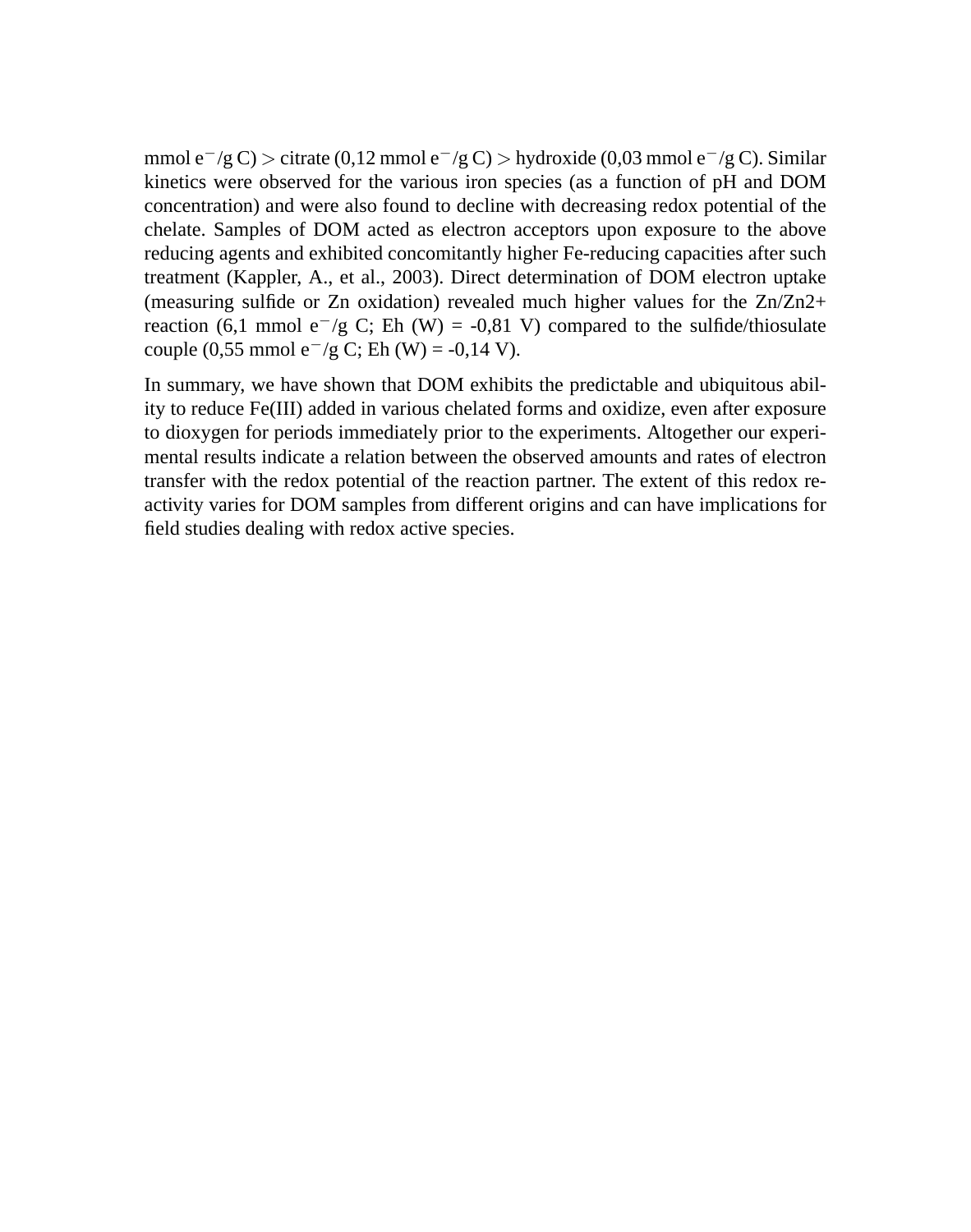mmol $e^{-}$/g C) > citrate (0,12 mmol $e^{-}$/g C) > hydroxide (0,03 mmol $e^{-}$/g C). Similar kinetics were observed for the various iron species (as a function of pH and DOM concentration) and were also found to decline with decreasing redox potential of the chelate. Samples of DOM acted as electron acceptors upon exposure to the above reducing agents and exhibited concomitantly higher Fe-reducing capacities after such treatment (Kappler, A., et al., 2003). Direct determination of DOM electron uptake (measuring sulfide or Zn oxidation) revealed much higher values for the Zn/$Zn^{2+}$ reaction (6,1 mmol $e^{-}$/g C; Eh (W) = -0,81 V) compared to the sulfide/thiosulate couple (0,55 mmol $e^{-}$/g C; Eh (W) = -0,14 V).

In summary, we have shown that DOM exhibits the predictable and ubiquitous ability to reduce Fe(III) added in various chelated forms and oxidize, even after exposure to dioxygen for periods immediately prior to the experiments. Altogether our experimental results indicate a relation between the observed amounts and rates of electron transfer with the redox potential of the reaction partner. The extent of this redox reactivity varies for DOM samples from different origins and can have implications for field studies dealing with redox active species.